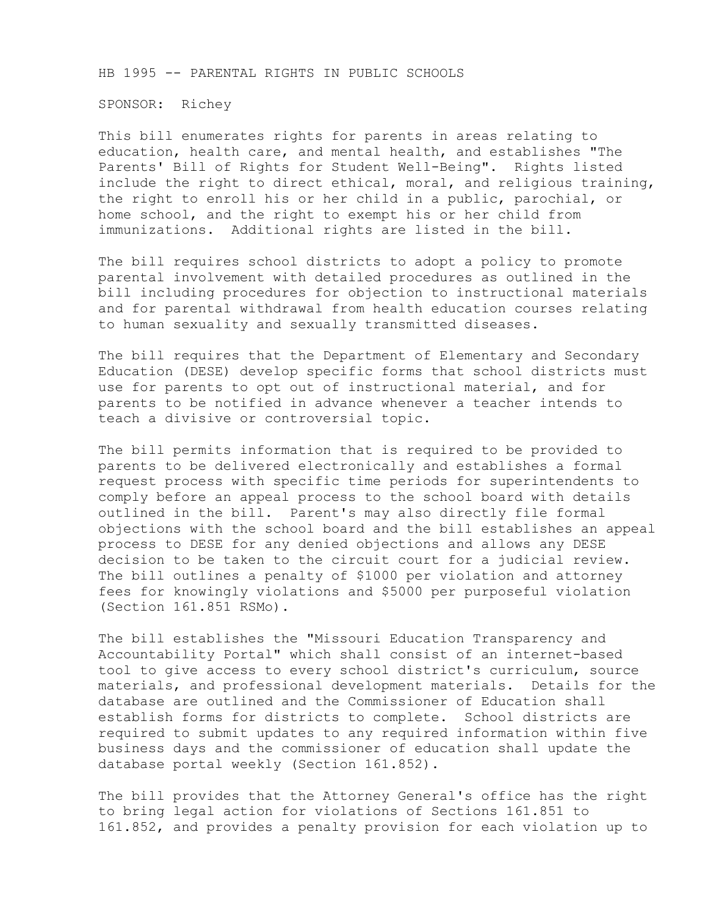HB 1995 -- PARENTAL RIGHTS IN PUBLIC SCHOOLS

SPONSOR: Richey

This bill enumerates rights for parents in areas relating to education, health care, and mental health, and establishes "The Parents' Bill of Rights for Student Well-Being". Rights listed include the right to direct ethical, moral, and religious training, the right to enroll his or her child in a public, parochial, or home school, and the right to exempt his or her child from immunizations. Additional rights are listed in the bill.

The bill requires school districts to adopt a policy to promote parental involvement with detailed procedures as outlined in the bill including procedures for objection to instructional materials and for parental withdrawal from health education courses relating to human sexuality and sexually transmitted diseases.

The bill requires that the Department of Elementary and Secondary Education (DESE) develop specific forms that school districts must use for parents to opt out of instructional material, and for parents to be notified in advance whenever a teacher intends to teach a divisive or controversial topic.

The bill permits information that is required to be provided to parents to be delivered electronically and establishes a formal request process with specific time periods for superintendents to comply before an appeal process to the school board with details outlined in the bill. Parent's may also directly file formal objections with the school board and the bill establishes an appeal process to DESE for any denied objections and allows any DESE decision to be taken to the circuit court for a judicial review. The bill outlines a penalty of $1000 per violation and attorney fees for knowingly violations and $5000 per purposeful violation (Section 161.851 RSMo).

The bill establishes the "Missouri Education Transparency and Accountability Portal" which shall consist of an internet-based tool to give access to every school district's curriculum, source materials, and professional development materials. Details for the database are outlined and the Commissioner of Education shall establish forms for districts to complete. School districts are required to submit updates to any required information within five business days and the commissioner of education shall update the database portal weekly (Section 161.852).

The bill provides that the Attorney General's office has the right to bring legal action for violations of Sections 161.851 to 161.852, and provides a penalty provision for each violation up to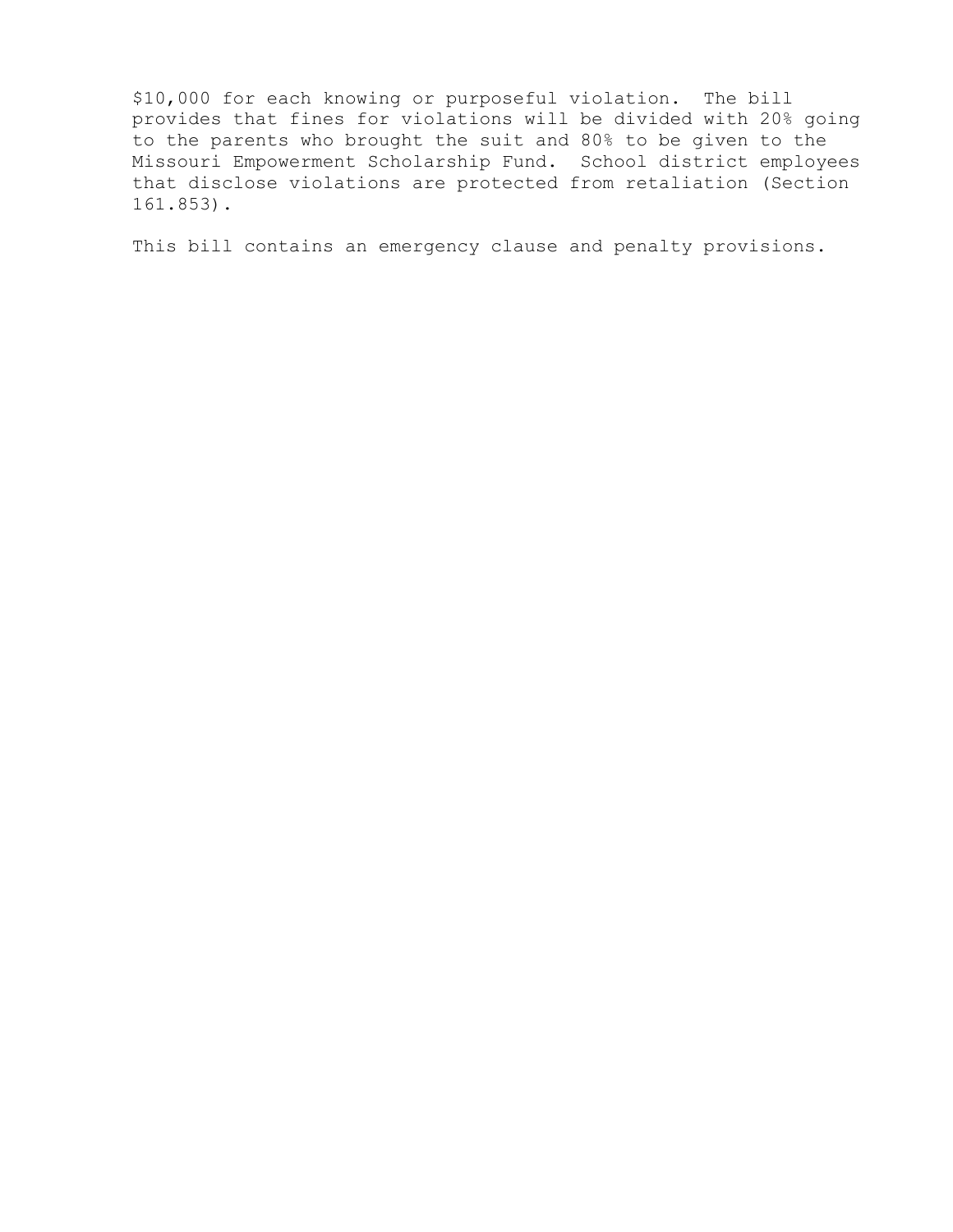$10,000 for each knowing or purposeful violation. The bill provides that fines for violations will be divided with 20% going to the parents who brought the suit and 80% to be given to the Missouri Empowerment Scholarship Fund. School district employees that disclose violations are protected from retaliation (Section 161.853).

This bill contains an emergency clause and penalty provisions.